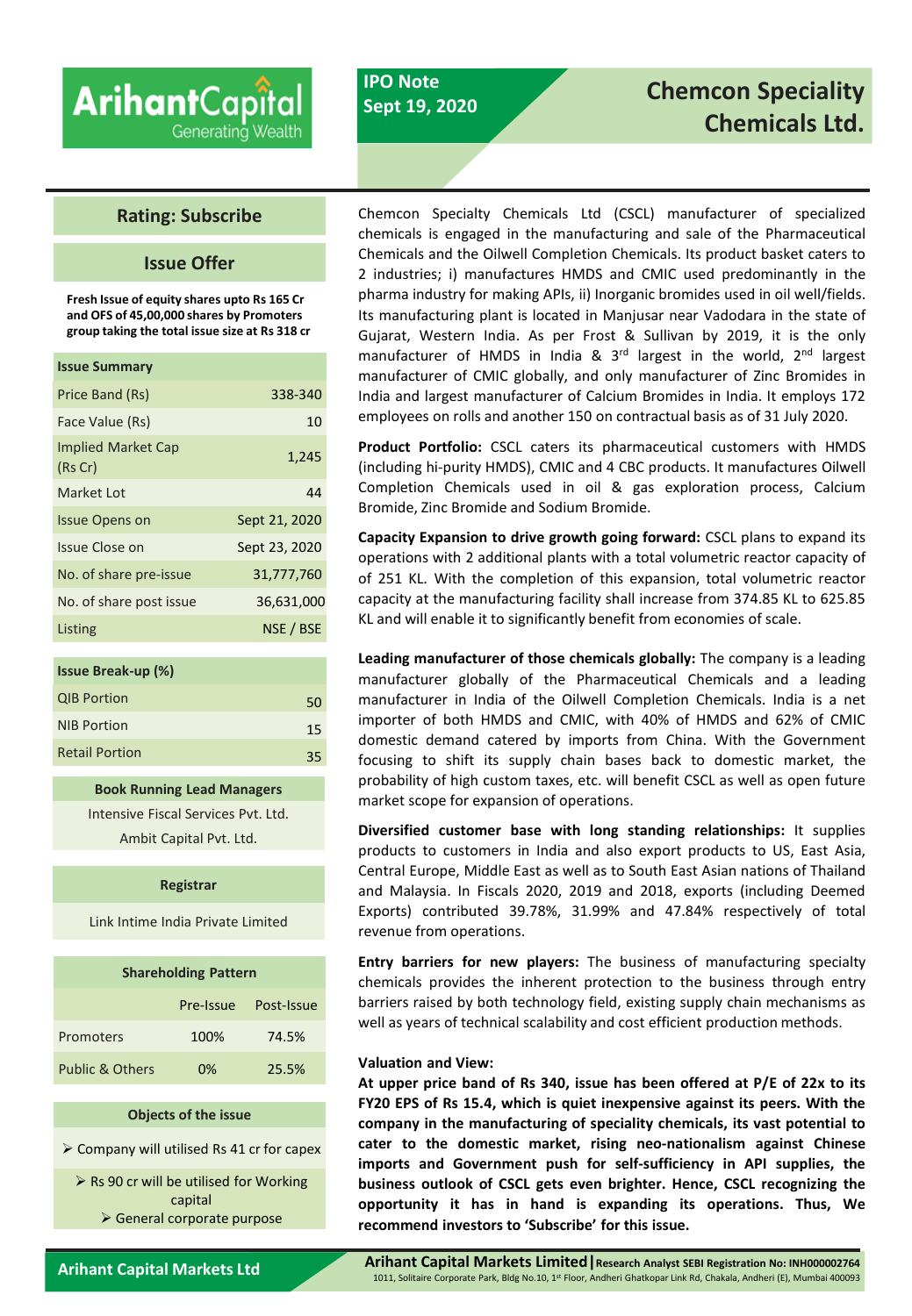# Chemcon Speciality Chemicals Ltd.

**IPO Note**
**Sept 19, 2020**

## Rating: Subscribe

## Issue Offer

**Fresh Issue of equity shares upto Rs 165 Cr and OFS of 45,00,000 shares by Promoters group taking the total issue size at Rs 318 cr**

| Issue Summary | |
|---|---|
| Price Band (Rs) | 338-340 |
| Face Value (Rs) | 10 |
| Implied Market Cap (Rs Cr) | 1,245 |
| Market Lot | 44 |
| Issue Opens on | Sept 21, 2020 |
| Issue Close on | Sept 23, 2020 |
| No. of share pre-issue | 31,777,760 |
| No. of share post issue | 36,631,000 |
| Listing | NSE / BSE |

| Issue Break-up (%) | |
|---|---|
| QIB Portion | 50 |
| NIB Portion | 15 |
| Retail Portion | 35 |

**Book Running Lead Managers**

Intensive Fiscal Services Pvt. Ltd.
Ambit Capital Pvt. Ltd.

**Registrar**

Link Intime India Private Limited

| Shareholding Pattern | Pre-Issue | Post-Issue |
|---|---|---|
| Promoters | 100% | 74.5% |
| Public & Others | 0% | 25.5% |

**Objects of the issue**

- Company will utilised Rs 41 cr for capex
- Rs 90 cr will be utilised for Working capital
- General corporate purpose

Chemcon Specialty Chemicals Ltd (CSCL) manufacturer of specialized chemicals is engaged in the manufacturing and sale of the Pharmaceutical Chemicals and the Oilwell Completion Chemicals. Its product basket caters to 2 industries; i) manufactures HMDS and CMIC used predominantly in the pharma industry for making APIs, ii) Inorganic bromides used in oil well/fields. Its manufacturing plant is located in Manjusar near Vadodara in the state of Gujarat, Western India. As per Frost & Sullivan by 2019, it is the only manufacturer of HMDS in India & 3rd largest in the world, 2nd largest manufacturer of CMIC globally, and only manufacturer of Zinc Bromides in India and largest manufacturer of Calcium Bromides in India. It employs 172 employees on rolls and another 150 on contractual basis as of 31 July 2020.

**Product Portfolio:** CSCL caters its pharmaceutical customers with HMDS (including hi-purity HMDS), CMIC and 4 CBC products. It manufactures Oilwell Completion Chemicals used in oil & gas exploration process, Calcium Bromide, Zinc Bromide and Sodium Bromide.

**Capacity Expansion to drive growth going forward:** CSCL plans to expand its operations with 2 additional plants with a total volumetric reactor capacity of of 251 KL. With the completion of this expansion, total volumetric reactor capacity at the manufacturing facility shall increase from 374.85 KL to 625.85 KL and will enable it to significantly benefit from economies of scale.

**Leading manufacturer of those chemicals globally:** The company is a leading manufacturer globally of the Pharmaceutical Chemicals and a leading manufacturer in India of the Oilwell Completion Chemicals. India is a net importer of both HMDS and CMIC, with 40% of HMDS and 62% of CMIC domestic demand catered by imports from China. With the Government focusing to shift its supply chain bases back to domestic market, the probability of high custom taxes, etc. will benefit CSCL as well as open future market scope for expansion of operations.

**Diversified customer base with long standing relationships:** It supplies products to customers in India and also export products to US, East Asia, Central Europe, Middle East as well as to South East Asian nations of Thailand and Malaysia. In Fiscals 2020, 2019 and 2018, exports (including Deemed Exports) contributed 39.78%, 31.99% and 47.84% respectively of total revenue from operations.

**Entry barriers for new players:** The business of manufacturing specialty chemicals provides the inherent protection to the business through entry barriers raised by both technology field, existing supply chain mechanisms as well as years of technical scalability and cost efficient production methods.

**Valuation and View:**

**At upper price band of Rs 340, issue has been offered at P/E of 22x to its FY20 EPS of Rs 15.4, which is quiet inexpensive against its peers. With the company in the manufacturing of speciality chemicals, its vast potential to cater to the domestic market, rising neo-nationalism against Chinese imports and Government push for self-sufficiency in API supplies, the business outlook of CSCL gets even brighter. Hence, CSCL recognizing the opportunity it has in hand is expanding its operations. Thus, We recommend investors to 'Subscribe' for this issue.**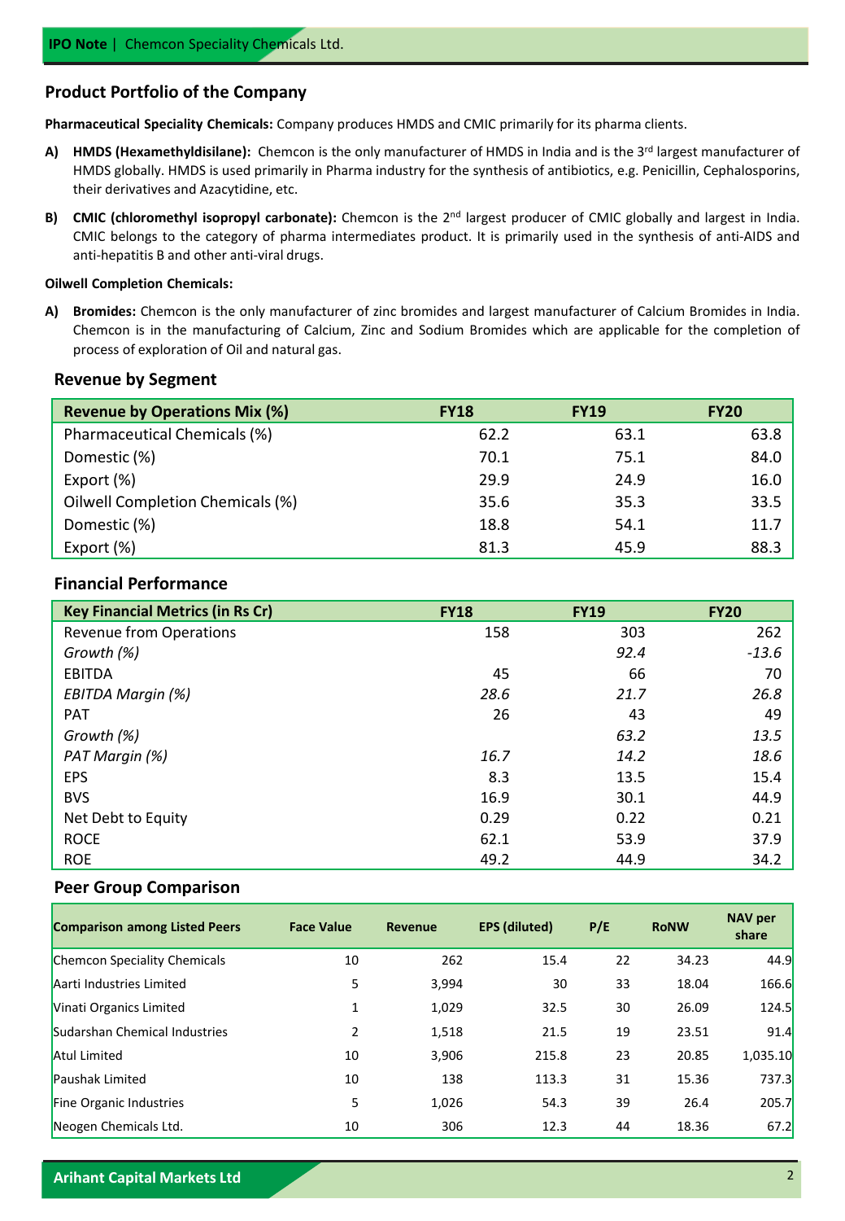## Product Portfolio of the Company

**Pharmaceutical Speciality Chemicals:** Company produces HMDS and CMIC primarily for its pharma clients.

**A) HMDS (Hexamethyldisilane):** Chemcon is the only manufacturer of HMDS in India and is the 3rd largest manufacturer of HMDS globally. HMDS is used primarily in Pharma industry for the synthesis of antibiotics, e.g. Penicillin, Cephalosporins, their derivatives and Azacytidine, etc.

**B) CMIC (chloromethyl isopropyl carbonate):** Chemcon is the 2nd largest producer of CMIC globally and largest in India. CMIC belongs to the category of pharma intermediates product. It is primarily used in the synthesis of anti-AIDS and anti-hepatitis B and other anti-viral drugs.

**Oilwell Completion Chemicals:**

**A) Bromides:** Chemcon is the only manufacturer of zinc bromides and largest manufacturer of Calcium Bromides in India. Chemcon is in the manufacturing of Calcium, Zinc and Sodium Bromides which are applicable for the completion of process of exploration of Oil and natural gas.

### Revenue by Segment

| Revenue by Operations Mix (%) | FY18 | FY19 | FY20 |
|---|---|---|---|
| Pharmaceutical Chemicals (%) | 62.2 | 63.1 | 63.8 |
| Domestic (%) | 70.1 | 75.1 | 84.0 |
| Export (%) | 29.9 | 24.9 | 16.0 |
| Oilwell Completion Chemicals (%) | 35.6 | 35.3 | 33.5 |
| Domestic (%) | 18.8 | 54.1 | 11.7 |
| Export (%) | 81.3 | 45.9 | 88.3 |

### Financial Performance

| Key Financial Metrics (in Rs Cr) | FY18 | FY19 | FY20 |
|---|---|---|---|
| Revenue from Operations | 158 | 303 | 262 |
| *Growth (%)* | | *92.4* | *-13.6* |
| EBITDA | 45 | 66 | 70 |
| *EBITDA Margin (%)* | *28.6* | *21.7* | *26.8* |
| PAT | 26 | 43 | 49 |
| *Growth (%)* | | *63.2* | *13.5* |
| *PAT Margin (%)* | *16.7* | *14.2* | *18.6* |
| EPS | 8.3 | 13.5 | 15.4 |
| BVS | 16.9 | 30.1 | 44.9 |
| Net Debt to Equity | 0.29 | 0.22 | 0.21 |
| ROCE | 62.1 | 53.9 | 37.9 |
| ROE | 49.2 | 44.9 | 34.2 |

### Peer Group Comparison

| Comparison among Listed Peers | Face Value | Revenue | EPS (diluted) | P/E | RoNW | NAV per share |
|---|---|---|---|---|---|---|
| Chemcon Speciality Chemicals | 10 | 262 | 15.4 | 22 | 34.23 | 44.9 |
| Aarti Industries Limited | 5 | 3,994 | 30 | 33 | 18.04 | 166.6 |
| Vinati Organics Limited | 1 | 1,029 | 32.5 | 30 | 26.09 | 124.5 |
| Sudarshan Chemical Industries | 2 | 1,518 | 21.5 | 19 | 23.51 | 91.4 |
| Atul Limited | 10 | 3,906 | 215.8 | 23 | 20.85 | 1,035.10 |
| Paushak Limited | 10 | 138 | 113.3 | 31 | 15.36 | 737.3 |
| Fine Organic Industries | 5 | 1,026 | 54.3 | 39 | 26.4 | 205.7 |
| Neogen Chemicals Ltd. | 10 | 306 | 12.3 | 44 | 18.36 | 67.2 |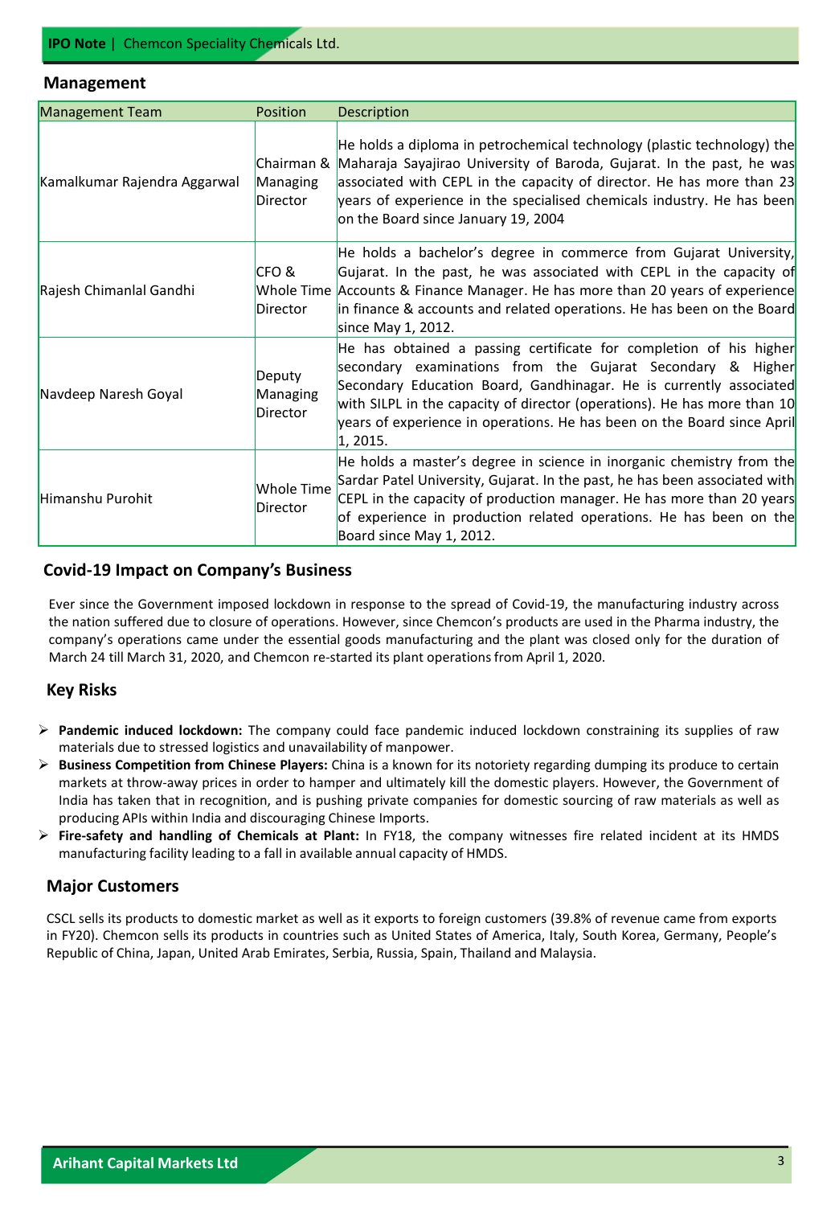## Management

| Management Team | Position | Description |
|---|---|---|
| Kamalkumar Rajendra Aggarwal | Chairman & Managing Director | He holds a diploma in petrochemical technology (plastic technology) the Maharaja Sayajirao University of Baroda, Gujarat. In the past, he was associated with CEPL in the capacity of director. He has more than 23 years of experience in the specialised chemicals industry. He has been on the Board since January 19, 2004 |
| Rajesh Chimanlal Gandhi | CFO & Whole Time Director | He holds a bachelor's degree in commerce from Gujarat University, Gujarat. In the past, he was associated with CEPL in the capacity of Accounts & Finance Manager. He has more than 20 years of experience in finance & accounts and related operations. He has been on the Board since May 1, 2012. |
| Navdeep Naresh Goyal | Deputy Managing Director | He has obtained a passing certificate for completion of his higher secondary examinations from the Gujarat Secondary & Higher Secondary Education Board, Gandhinagar. He is currently associated with SILPL in the capacity of director (operations). He has more than 10 years of experience in operations. He has been on the Board since April 1, 2015. |
| Himanshu Purohit | Whole Time Director | He holds a master's degree in science in inorganic chemistry from the Sardar Patel University, Gujarat. In the past, he has been associated with CEPL in the capacity of production manager. He has more than 20 years of experience in production related operations. He has been on the Board since May 1, 2012. |

## Covid-19 Impact on Company's Business

Ever since the Government imposed lockdown in response to the spread of Covid-19, the manufacturing industry across the nation suffered due to closure of operations. However, since Chemcon's products are used in the Pharma industry, the company's operations came under the essential goods manufacturing and the plant was closed only for the duration of March 24 till March 31, 2020, and Chemcon re-started its plant operations from April 1, 2020.

## Key Risks

- **Pandemic induced lockdown:** The company could face pandemic induced lockdown constraining its supplies of raw materials due to stressed logistics and unavailability of manpower.
- **Business Competition from Chinese Players:** China is a known for its notoriety regarding dumping its produce to certain markets at throw-away prices in order to hamper and ultimately kill the domestic players. However, the Government of India has taken that in recognition, and is pushing private companies for domestic sourcing of raw materials as well as producing APIs within India and discouraging Chinese Imports.
- **Fire-safety and handling of Chemicals at Plant:** In FY18, the company witnesses fire related incident at its HMDS manufacturing facility leading to a fall in available annual capacity of HMDS.

## Major Customers

CSCL sells its products to domestic market as well as it exports to foreign customers (39.8% of revenue came from exports in FY20). Chemcon sells its products in countries such as United States of America, Italy, South Korea, Germany, People's Republic of China, Japan, United Arab Emirates, Serbia, Russia, Spain, Thailand and Malaysia.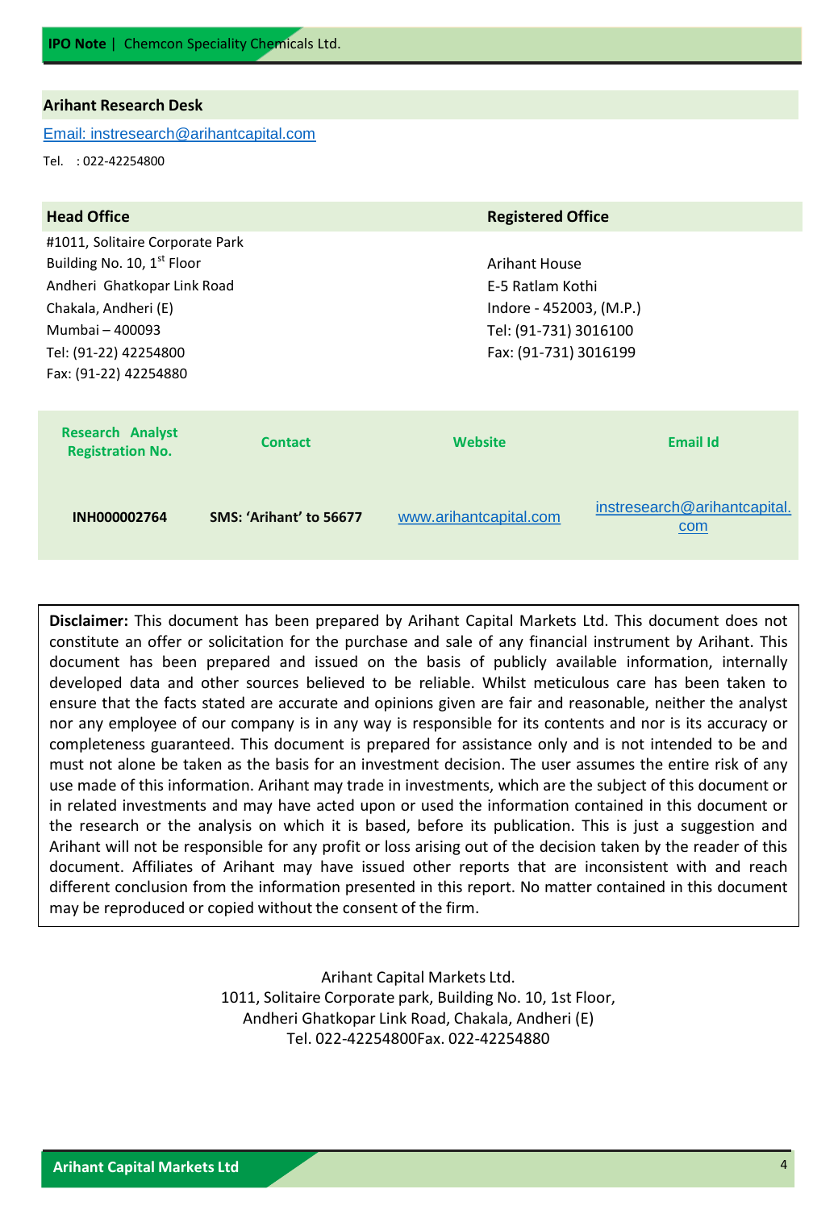**Arihant Research Desk**

Email: instresearch@arihantcapital.com

Tel. : 022-42254800

| Head Office | Registered Office |
|---|---|
| #1011, Solitaire Corporate Park<br>Building No. 10, 1st Floor<br>Andheri Ghatkopar Link Road<br>Chakala, Andheri (E)<br>Mumbai – 400093<br>Tel: (91-22) 42254800<br>Fax: (91-22) 42254880 | Arihant House<br>E-5 Ratlam Kothi<br>Indore - 452003, (M.P.)<br>Tel: (91-731) 3016100<br>Fax: (91-731) 3016199 |

| Research Analyst Registration No. | Contact | Website | Email Id |
|---|---|---|---|
| INH000002764 | SMS: 'Arihant' to 56677 | www.arihantcapital.com | instresearch@arihantcapital.com |

**Disclaimer:** This document has been prepared by Arihant Capital Markets Ltd. This document does not constitute an offer or solicitation for the purchase and sale of any financial instrument by Arihant. This document has been prepared and issued on the basis of publicly available information, internally developed data and other sources believed to be reliable. Whilst meticulous care has been taken to ensure that the facts stated are accurate and opinions given are fair and reasonable, neither the analyst nor any employee of our company is in any way is responsible for its contents and nor is its accuracy or completeness guaranteed. This document is prepared for assistance only and is not intended to be and must not alone be taken as the basis for an investment decision. The user assumes the entire risk of any use made of this information. Arihant may trade in investments, which are the subject of this document or in related investments and may have acted upon or used the information contained in this document or the research or the analysis on which it is based, before its publication. This is just a suggestion and Arihant will not be responsible for any profit or loss arising out of the decision taken by the reader of this document. Affiliates of Arihant may have issued other reports that are inconsistent with and reach different conclusion from the information presented in this report. No matter contained in this document may be reproduced or copied without the consent of the firm.

Arihant Capital Markets Ltd.
1011, Solitaire Corporate park, Building No. 10, 1st Floor,
Andheri Ghatkopar Link Road, Chakala, Andheri (E)
Tel. 022-42254800Fax. 022-42254880